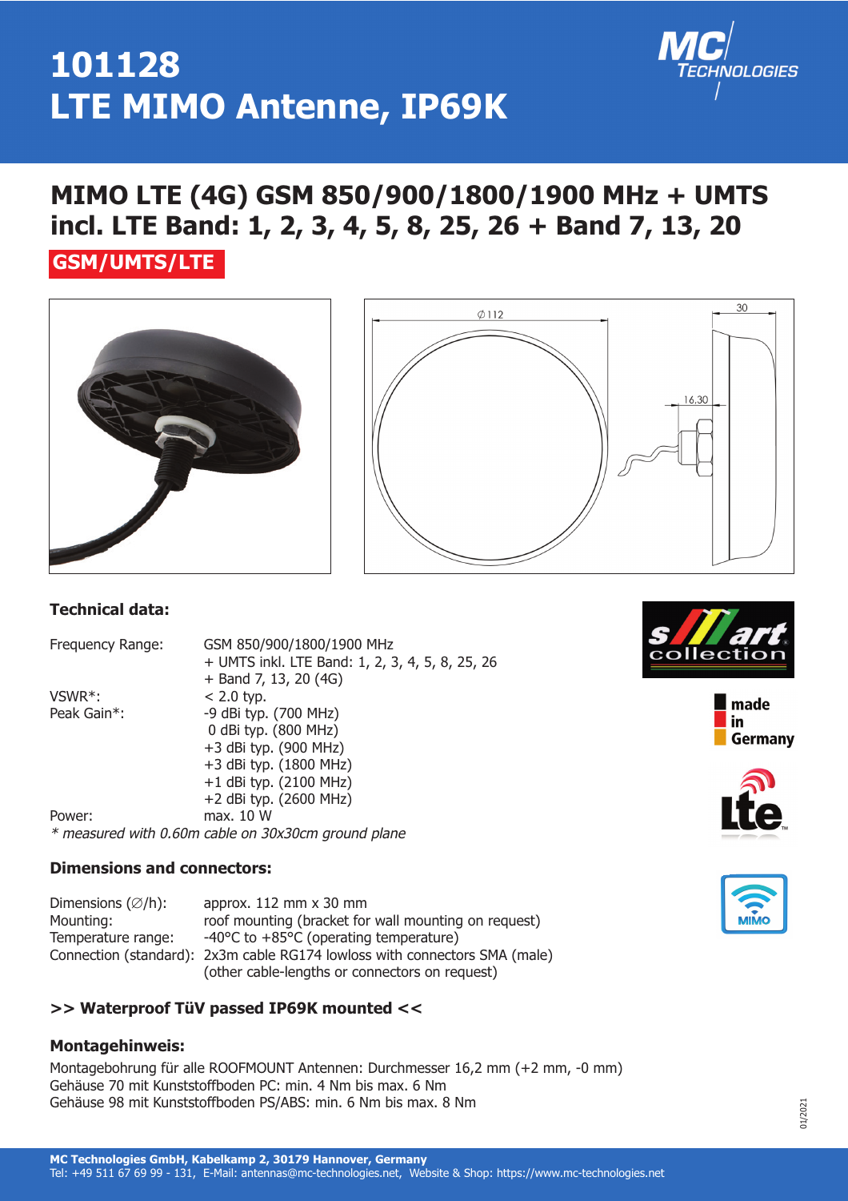# 101128
# LTE MIMO Antenne, IP69K

## MIMO LTE (4G) GSM 850/900/1800/1900 MHz + UMTS incl. LTE Band: 1, 2, 3, 4, 5, 8, 25, 26 + Band 7, 13, 20

**GSM/UMTS/LTE**

### Technical data:

| | |
|---|---|
| Frequency Range: | GSM 850/900/1800/1900 MHz<br>+ UMTS inkl. LTE Band: 1, 2, 3, 4, 5, 8, 25, 26<br>+ Band 7, 13, 20 (4G) |
| VSWR*: | < 2.0 typ. |
| Peak Gain*: | -9 dBi typ. (700 MHz)<br>0 dBi typ. (800 MHz)<br>+3 dBi typ. (900 MHz)<br>+3 dBi typ. (1800 MHz)<br>+1 dBi typ. (2100 MHz)<br>+2 dBi typ. (2600 MHz) |
| Power: | max. 10 W |

*\* measured with 0.60m cable on 30x30cm ground plane*

### Dimensions and connectors:

| | |
|---|---|
| Dimensions (∅/h): | approx. 112 mm x 30 mm |
| Mounting: | roof mounting (bracket for wall mounting on request) |
| Temperature range: | -40°C to +85°C (operating temperature) |
| Connection (standard): | 2x3m cable RG174 lowloss with connectors SMA (male)<br>(other cable-lengths or connectors on request) |

**>> Waterproof TüV passed IP69K mounted <<**

### Montagehinweis:

Montagebohrung für alle ROOFMOUNT Antennen: Durchmesser 16,2 mm (+2 mm, -0 mm)
Gehäuse 70 mit Kunststoffboden PC: min. 4 Nm bis max. 6 Nm
Gehäuse 98 mit Kunststoffboden PS/ABS: min. 6 Nm bis max. 8 Nm

01/2021

**MC Technologies GmbH, Kabelkamp 2, 30179 Hannover, Germany**
Tel: +49 511 67 69 99 - 131, E-Mail: antennas@mc-technologies.net, Website & Shop: https://www.mc-technologies.net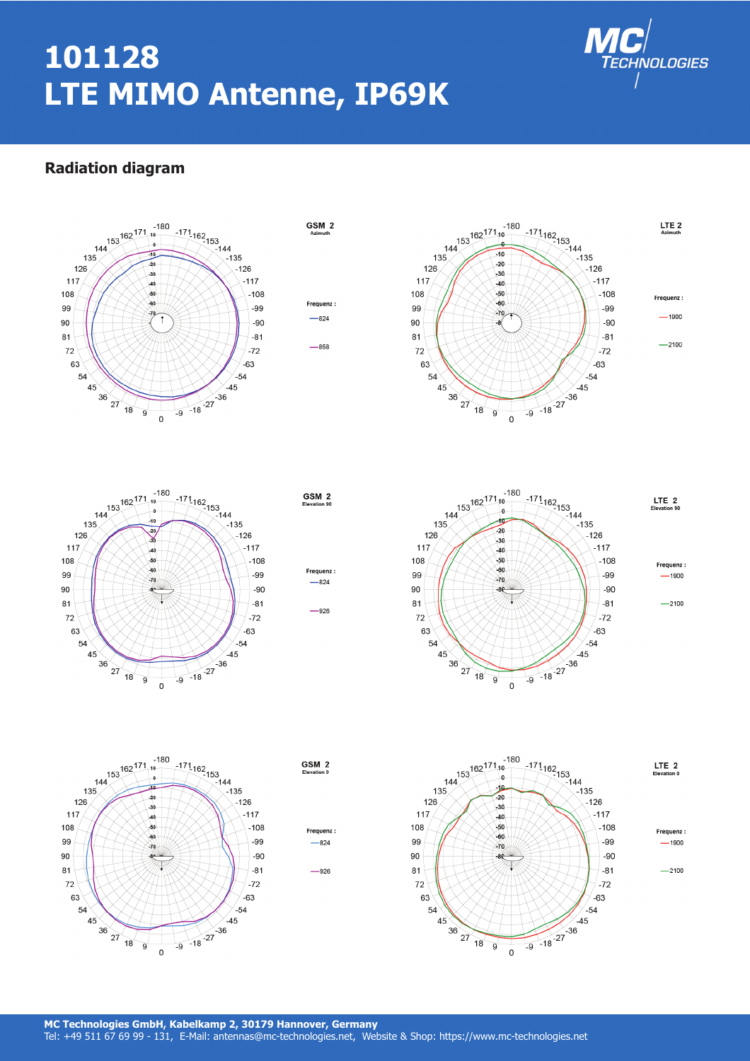# 101128
# LTE MIMO Antenne, IP69K

## Radiation diagram

**GSM 2**
Azimuth

Frequenz :
- 824
- 858

**LTE 2**
Azimuth

Frequenz :
- 1900
- 2100

**GSM 2**
Elevation 90

Frequenz :
- 824
- 926

**LTE 2**
Elevation 90

Frequenz :
- 1900
- 2100

**GSM 2**
Elevation 0

Frequenz :
- 824
- 926

**LTE 2**
Elevation 0

Frequenz :
- 1900
- 2100

**MC Technologies GmbH, Kabelkamp 2, 30179 Hannover, Germany**
Tel: +49 511 67 69 99 - 131, E-Mail: antennas@mc-technologies.net, Website & Shop: https://www.mc-technologies.net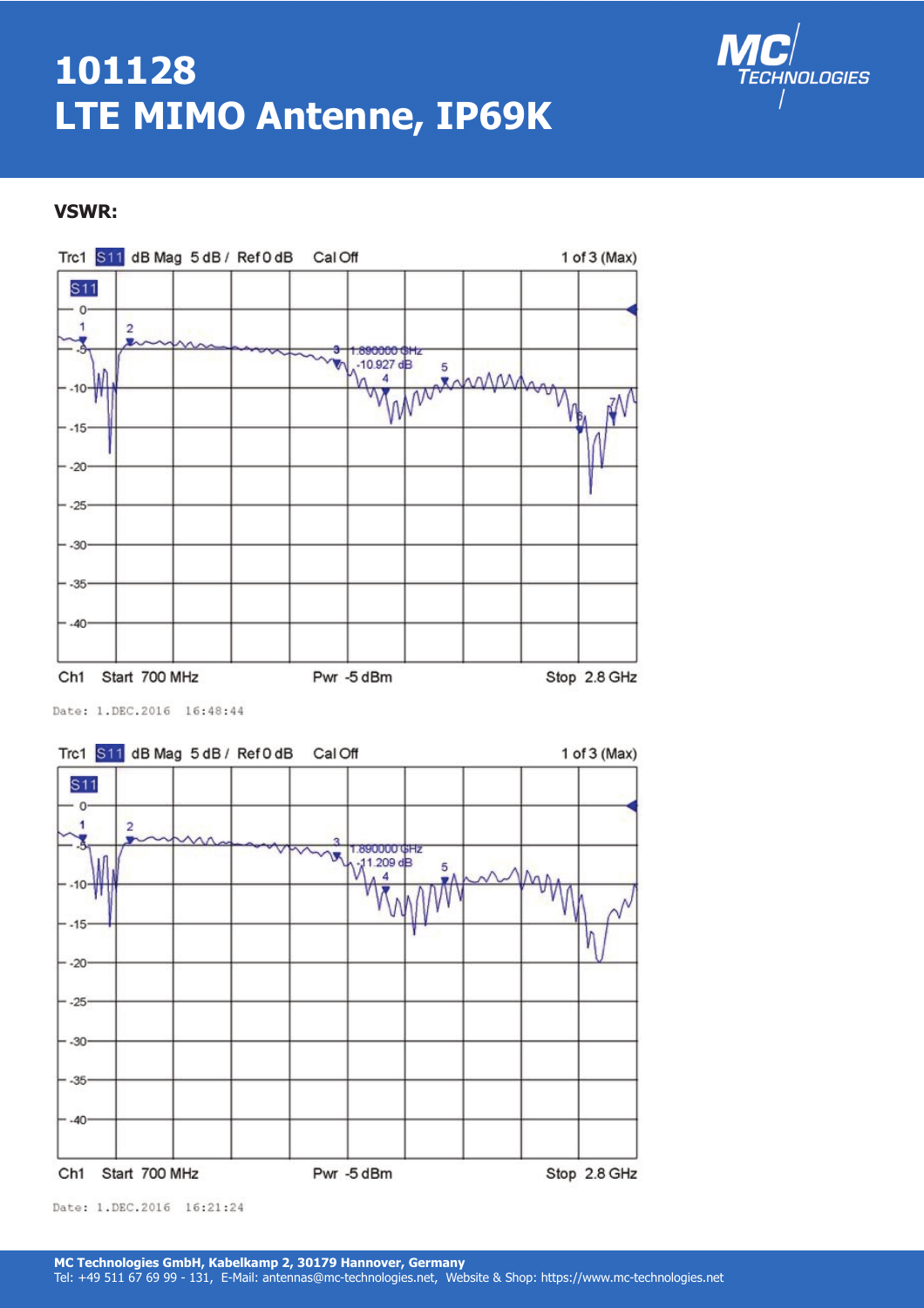# 101128
# LTE MIMO Antenne, IP69K

**VSWR:**

Trc1 S11 dB Mag 5 dB / Ref 0 dB Cal Off 1 of 3 (Max)

S11

0
-5
-10
-15
-20
-25
-30
-35
-40

1 2 3 4 5 6 7

1.890000 GHz
-10.927 dB

Ch1 Start 700 MHz Pwr -5 dBm Stop 2.8 GHz

Date: 1.DEC.2016 16:48:44

Trc1 S11 dB Mag 5 dB / Ref 0 dB Cal Off 1 of 3 (Max)

S11

0
-5
-10
-15
-20
-25
-30
-35
-40

1 2 3 4 5

1.890000 GHz
-11.209 dB

Ch1 Start 700 MHz Pwr -5 dBm Stop 2.8 GHz

Date: 1.DEC.2016 16:21:24

**MC Technologies GmbH, Kabelkamp 2, 30179 Hannover, Germany**
Tel: +49 511 67 69 99 - 131, E-Mail: antennas@mc-technologies.net, Website & Shop: https://www.mc-technologies.net